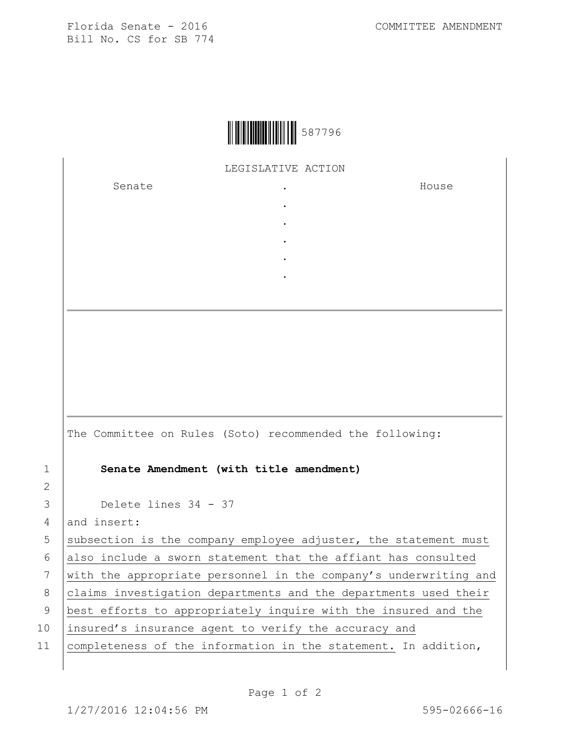Florida Senate - 2016
Bill No. CS for SB 774

COMMITTEE AMENDMENT

587796

LEGISLATIVE ACTION

| Senate | . | House |
| --- | --- | --- |
| | . | |
| | . | |
| | . | |
| | . | |
| | . | |

The Committee on Rules (Soto) recommended the following:

1 **Senate Amendment (with title amendment)**

2

3 Delete lines 34 - 37

4 and insert:

5 subsection is the company employee adjuster, the statement must

6 also include a sworn statement that the affiant has consulted

7 with the appropriate personnel in the company's underwriting and

8 claims investigation departments and the departments used their

9 best efforts to appropriately inquire with the insured and the

10 insured's insurance agent to verify the accuracy and

11 completeness of the information in the statement. In addition,

1/27/2016 12:04:56 PM 595-02666-16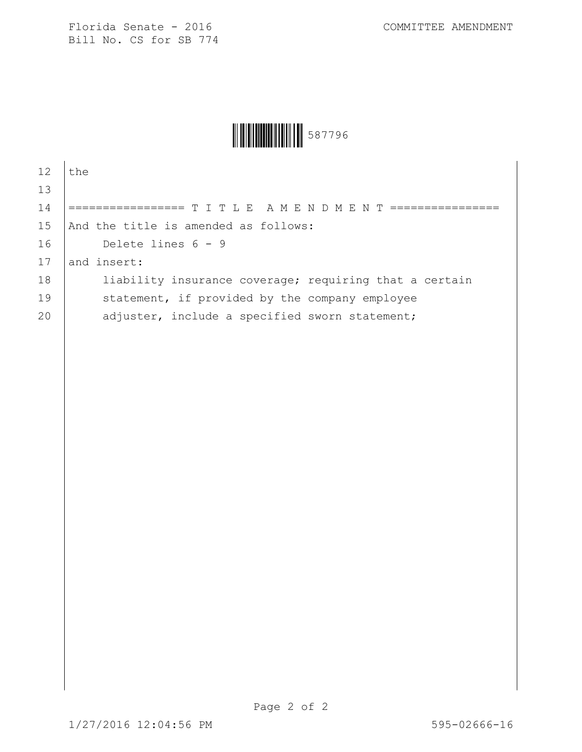12 the

13

14 ================= T I T L E A M E N D M E N T ================

15 And the title is amended as follows:

16 Delete lines 6 - 9

17 and insert:

18 liability insurance coverage; requiring that a certain

19 statement, if provided by the company employee

20 adjuster, include a specified sworn statement;